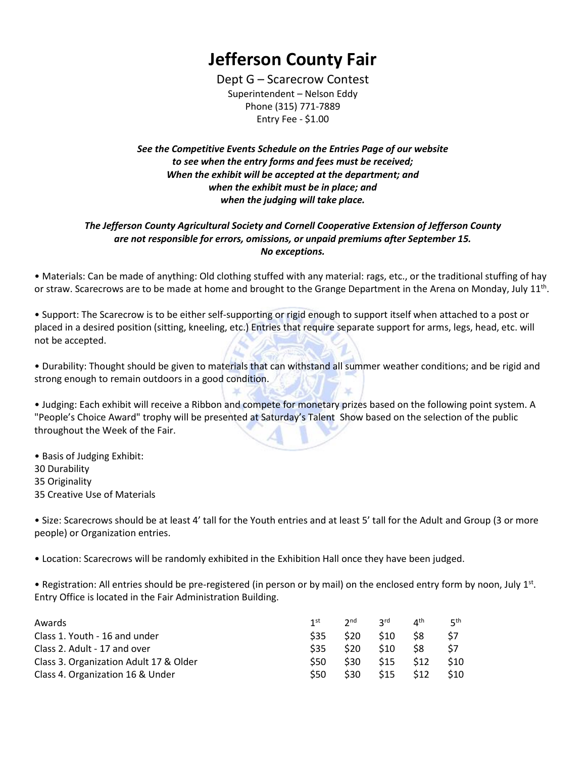# Jefferson County Fair

Dept G – Scarecrow Contest
Superintendent – Nelson Eddy
Phone (315) 771-7889
Entry Fee - $1.00

***See the Competitive Events Schedule on the Entries Page of our website to see when the entry forms and fees must be received; When the exhibit will be accepted at the department; and when the exhibit must be in place; and when the judging will take place.***

***The Jefferson County Agricultural Society and Cornell Cooperative Extension of Jefferson County are not responsible for errors, omissions, or unpaid premiums after September 15. No exceptions.***

• Materials: Can be made of anything: Old clothing stuffed with any material: rags, etc., or the traditional stuffing of hay or straw. Scarecrows are to be made at home and brought to the Grange Department in the Arena on Monday, July 11th.

• Support: The Scarecrow is to be either self-supporting or rigid enough to support itself when attached to a post or placed in a desired position (sitting, kneeling, etc.) Entries that require separate support for arms, legs, head, etc. will not be accepted.

• Durability: Thought should be given to materials that can withstand all summer weather conditions; and be rigid and strong enough to remain outdoors in a good condition.

• Judging: Each exhibit will receive a Ribbon and compete for monetary prizes based on the following point system. A "People's Choice Award" trophy will be presented at Saturday's Talent Show based on the selection of the public throughout the Week of the Fair.

• Basis of Judging Exhibit:
30 Durability
35 Originality
35 Creative Use of Materials

• Size: Scarecrows should be at least 4' tall for the Youth entries and at least 5' tall for the Adult and Group (3 or more people) or Organization entries.

• Location: Scarecrows will be randomly exhibited in the Exhibition Hall once they have been judged.

• Registration: All entries should be pre-registered (in person or by mail) on the enclosed entry form by noon, July 1st. Entry Office is located in the Fair Administration Building.

| Awards | 1st | 2nd | 3rd | 4th | 5th |
|---|---|---|---|---|---|
| Class 1. Youth - 16 and under | $35 | $20 | $10 | $8 | $7 |
| Class 2. Adult - 17 and over | $35 | $20 | $10 | $8 | $7 |
| Class 3. Organization Adult 17 & Older | $50 | $30 | $15 | $12 | $10 |
| Class 4. Organization 16 & Under | $50 | $30 | $15 | $12 | $10 |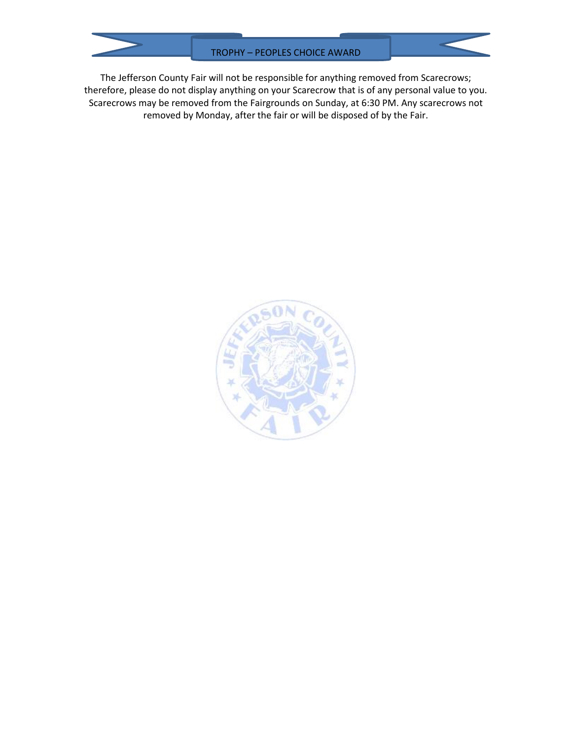## TROPHY – PEOPLES CHOICE AWARD

The Jefferson County Fair will not be responsible for anything removed from Scarecrows; therefore, please do not display anything on your Scarecrow that is of any personal value to you. Scarecrows may be removed from the Fairgrounds on Sunday, at 6:30 PM. Any scarecrows not removed by Monday, after the fair or will be disposed of by the Fair.